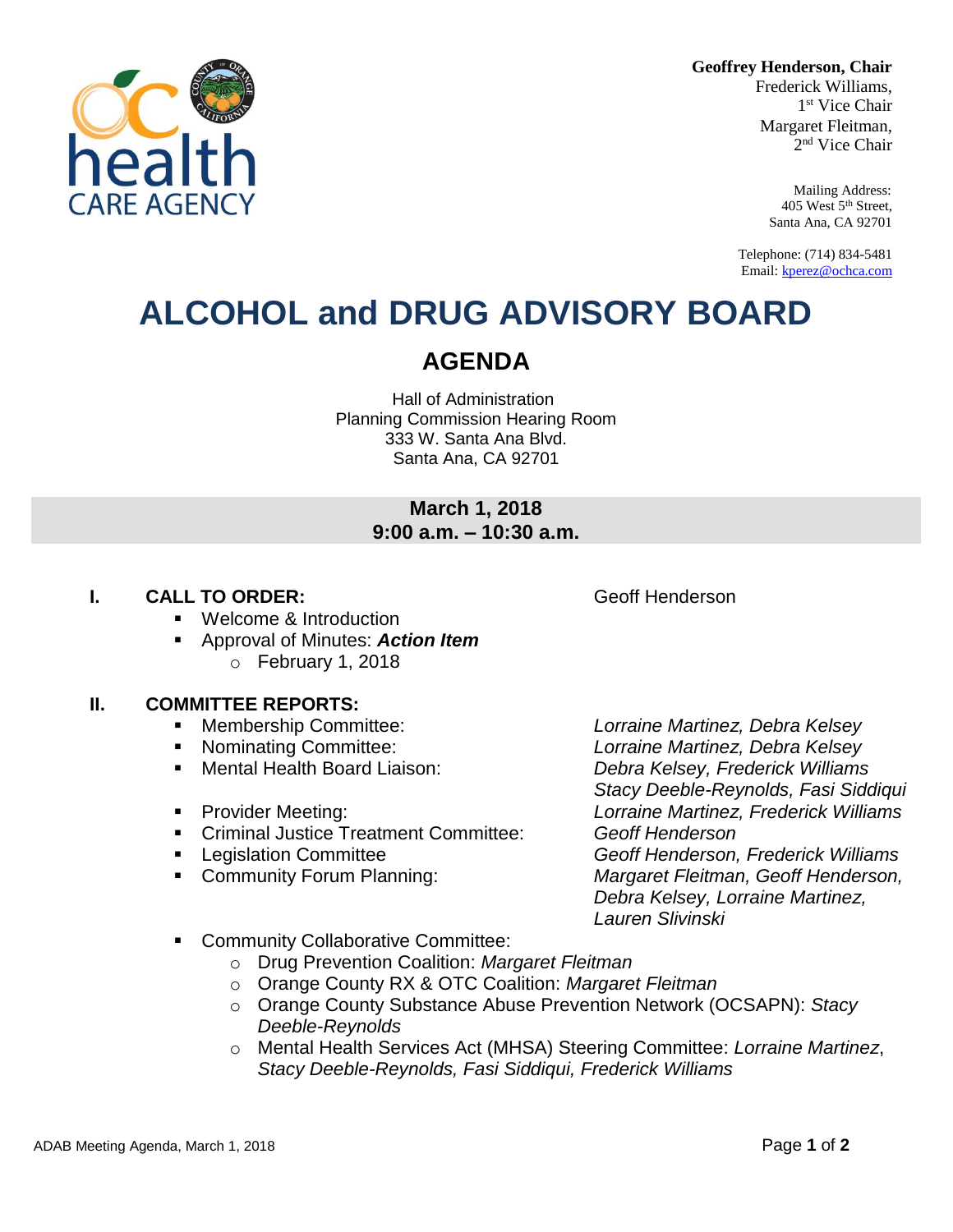**Geoffrey Henderson, Chair**
Frederick Williams, 1st Vice Chair
Margaret Fleitman, 2nd Vice Chair

Mailing Address:
405 West 5th Street,
Santa Ana, CA 92701

Telephone: (714) 834-5481
Email: kperez@ochca.com

# ALCOHOL and DRUG ADVISORY BOARD

## AGENDA

Hall of Administration
Planning Commission Hearing Room
333 W. Santa Ana Blvd.
Santa Ana, CA 92701

**March 1, 2018**
**9:00 a.m. – 10:30 a.m.**

**I. CALL TO ORDER:** Geoff Henderson

- Welcome & Introduction
- Approval of Minutes: ***Action Item***
  - February 1, 2018

**II. COMMITTEE REPORTS:**

- Membership Committee: *Lorraine Martinez, Debra Kelsey*
- Nominating Committee: *Lorraine Martinez, Debra Kelsey*
- Mental Health Board Liaison: *Debra Kelsey, Frederick Williams, Stacy Deeble-Reynolds, Fasi Siddiqui*
- Provider Meeting: *Lorraine Martinez, Frederick Williams*
- Criminal Justice Treatment Committee: *Geoff Henderson*
- Legislation Committee *Geoff Henderson, Frederick Williams*
- Community Forum Planning: *Margaret Fleitman, Geoff Henderson, Debra Kelsey, Lorraine Martinez, Lauren Slivinski*
- Community Collaborative Committee:
  - Drug Prevention Coalition: *Margaret Fleitman*
  - Orange County RX & OTC Coalition: *Margaret Fleitman*
  - Orange County Substance Abuse Prevention Network (OCSAPN): *Stacy Deeble-Reynolds*
  - Mental Health Services Act (MHSA) Steering Committee: *Lorraine Martinez*, *Stacy Deeble-Reynolds, Fasi Siddiqui, Frederick Williams*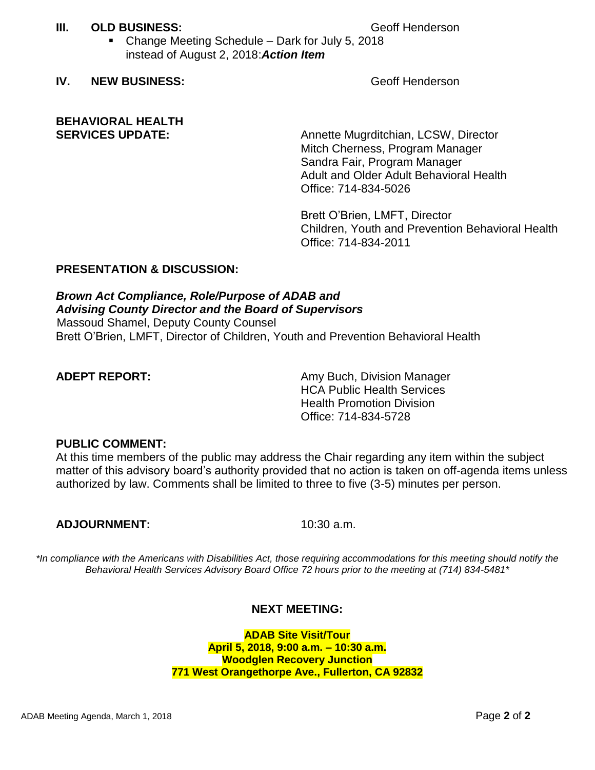**III. OLD BUSINESS:** Geoff Henderson

- Change Meeting Schedule – Dark for July 5, 2018 instead of August 2, 2018:***Action Item***

**IV. NEW BUSINESS:** Geoff Henderson

**BEHAVIORAL HEALTH SERVICES UPDATE:**

Annette Mugrditchian, LCSW, Director
Mitch Cherness, Program Manager
Sandra Fair, Program Manager
Adult and Older Adult Behavioral Health
Office: 714-834-5026

Brett O'Brien, LMFT, Director
Children, Youth and Prevention Behavioral Health
Office: 714-834-2011

**PRESENTATION & DISCUSSION:**

***Brown Act Compliance, Role/Purpose of ADAB and Advising County Director and the Board of Supervisors***
Massoud Shamel, Deputy County Counsel
Brett O'Brien, LMFT, Director of Children, Youth and Prevention Behavioral Health

**ADEPT REPORT:**

Amy Buch, Division Manager
HCA Public Health Services
Health Promotion Division
Office: 714-834-5728

**PUBLIC COMMENT:**
At this time members of the public may address the Chair regarding any item within the subject matter of this advisory board's authority provided that no action is taken on off-agenda items unless authorized by law. Comments shall be limited to three to five (3-5) minutes per person.

**ADJOURNMENT:** 10:30 a.m.

*\*In compliance with the Americans with Disabilities Act, those requiring accommodations for this meeting should notify the Behavioral Health Services Advisory Board Office 72 hours prior to the meeting at (714) 834-5481\**

**NEXT MEETING:**

**ADAB Site Visit/Tour**
**April 5, 2018, 9:00 a.m. – 10:30 a.m.**
**Woodglen Recovery Junction**
**771 West Orangethorpe Ave., Fullerton, CA 92832**

ADAB Meeting Agenda, March 1, 2018